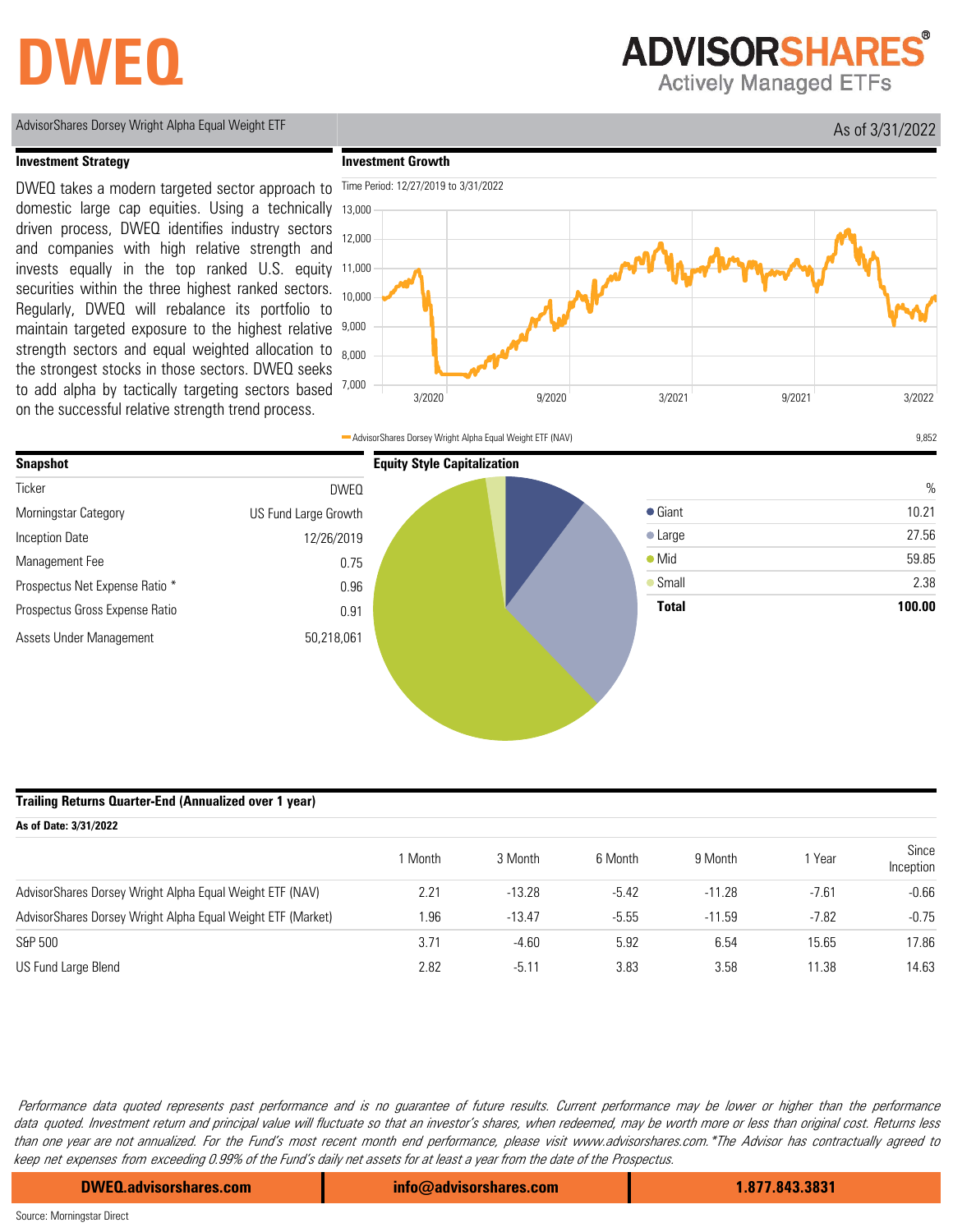# DWEQ

**ADVISORSHARES®**
Actively Managed ETFs

AdvisorShares Dorsey Wright Alpha Equal Weight ETF

As of 3/31/2022

## Investment Strategy

DWEQ takes a modern targeted sector approach to domestic large cap equities. Using a technically driven process, DWEQ identifies industry sectors and companies with high relative strength and invests equally in the top ranked U.S. equity securities within the three highest ranked sectors. Regularly, DWEQ will rebalance its portfolio to maintain targeted exposure to the highest relative strength sectors and equal weighted allocation to the strongest stocks in those sectors. DWEQ seeks to add alpha by tactically targeting sectors based on the successful relative strength trend process.

## Investment Growth

Time Period: 12/27/2019 to 3/31/2022

AdvisorShares Dorsey Wright Alpha Equal Weight ETF (NAV) 9,852

## Snapshot

| | |
|---|---|
| Ticker | DWEQ |
| Morningstar Category | US Fund Large Growth |
| Inception Date | 12/26/2019 |
| Management Fee | 0.75 |
| Prospectus Net Expense Ratio * | 0.96 |
| Prospectus Gross Expense Ratio | 0.91 |
| Assets Under Management | 50,218,061 |

## Equity Style Capitalization

| | % |
|---|---|
| Giant | 10.21 |
| Large | 27.56 |
| Mid | 59.85 |
| Small | 2.38 |
| **Total** | **100.00** |

## Trailing Returns Quarter-End (Annualized over 1 year)

**As of Date: 3/31/2022**

| | 1 Month | 3 Month | 6 Month | 9 Month | 1 Year | Since Inception |
|---|---|---|---|---|---|---|
| AdvisorShares Dorsey Wright Alpha Equal Weight ETF (NAV) | 2.21 | -13.28 | -5.42 | -11.28 | -7.61 | -0.66 |
| AdvisorShares Dorsey Wright Alpha Equal Weight ETF (Market) | 1.96 | -13.47 | -5.55 | -11.59 | -7.82 | -0.75 |
| S&P 500 | 3.71 | -4.60 | 5.92 | 6.54 | 15.65 | 17.86 |
| US Fund Large Blend | 2.82 | -5.11 | 3.83 | 3.58 | 11.38 | 14.63 |

*Performance data quoted represents past performance and is no guarantee of future results. Current performance may be lower or higher than the performance data quoted. Investment return and principal value will fluctuate so that an investor's shares, when redeemed, may be worth more or less than original cost. Returns less than one year are not annualized. For the Fund's most recent month end performance, please visit www.advisorshares.com. *The Advisor has contractually agreed to keep net expenses from exceeding 0.99% of the Fund's daily net assets for at least a year from the date of the Prospectus.*

**DWEQ.advisorshares.com** | **info@advisorshares.com** | **1.877.843.3831**

Source: Morningstar Direct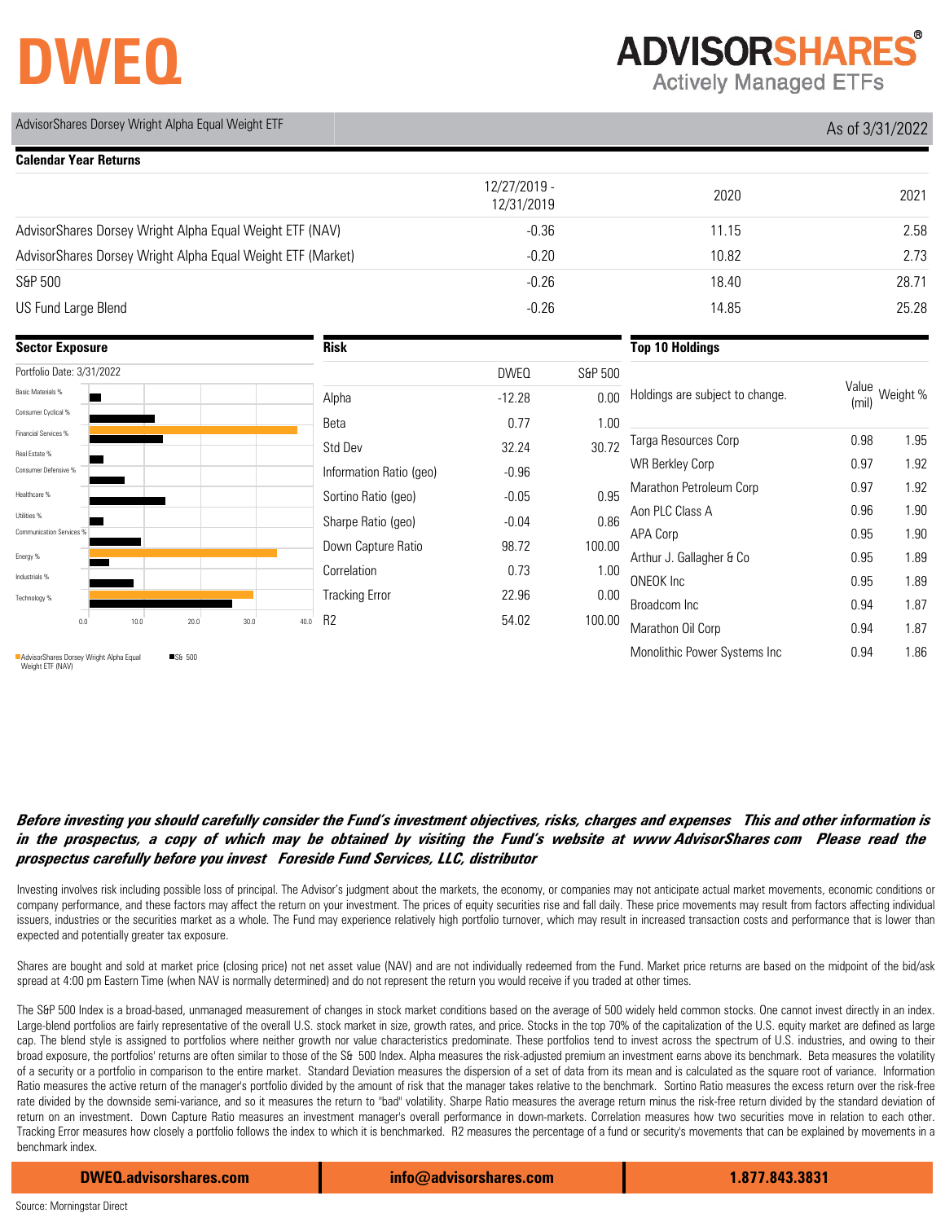# DWEQ

**ADVISORSHARES®**
Actively Managed ETFs

AdvisorShares Dorsey Wright Alpha Equal Weight ETF — As of 3/31/2022

## Calendar Year Returns

| | 12/27/2019 - 12/31/2019 | 2020 | 2021 |
|---|---|---|---|
| AdvisorShares Dorsey Wright Alpha Equal Weight ETF (NAV) | -0.36 | 11.15 | 2.58 |
| AdvisorShares Dorsey Wright Alpha Equal Weight ETF (Market) | -0.20 | 10.82 | 2.73 |
| S&P 500 | -0.26 | 18.40 | 28.71 |
| US Fund Large Blend | -0.26 | 14.85 | 25.28 |

## Sector Exposure

Portfolio Date: 3/31/2022

Basic Materials %
Consumer Cyclical %
Financial Services %
Real Estate %
Consumer Defensive %
Healthcare %
Utilities %
Communication Services %
Energy %
Industrials %
Technology %

0.0 10.0 20.0 30.0 40.0

AdvisorShares Dorsey Wright Alpha Equal Weight ETF (NAV)
S& 500

## Risk

| | DWEQ | S&P 500 |
|---|---|---|
| Alpha | -12.28 | 0.00 |
| Beta | 0.77 | 1.00 |
| Std Dev | 32.24 | 30.72 |
| Information Ratio (geo) | -0.96 | |
| Sortino Ratio (geo) | -0.05 | 0.95 |
| Sharpe Ratio (geo) | -0.04 | 0.86 |
| Down Capture Ratio | 98.72 | 100.00 |
| Correlation | 0.73 | 1.00 |
| Tracking Error | 22.96 | 0.00 |
| R2 | 54.02 | 100.00 |

## Top 10 Holdings

| Holdings are subject to change. | Value (mil) | Weight % |
|---|---|---|
| Targa Resources Corp | 0.98 | 1.95 |
| WR Berkley Corp | 0.97 | 1.92 |
| Marathon Petroleum Corp | 0.97 | 1.92 |
| Aon PLC Class A | 0.96 | 1.90 |
| APA Corp | 0.95 | 1.90 |
| Arthur J. Gallagher & Co | 0.95 | 1.89 |
| ONEOK Inc | 0.95 | 1.89 |
| Broadcom Inc | 0.94 | 1.87 |
| Marathon Oil Corp | 0.94 | 1.87 |
| Monolithic Power Systems Inc | 0.94 | 1.86 |

***Before investing you should carefully consider the Fund's investment objectives, risks, charges and expenses This and other information is in the prospectus, a copy of which may be obtained by visiting the Fund's website at www AdvisorShares com Please read the prospectus carefully before you invest Foreside Fund Services, LLC, distributor***

Investing involves risk including possible loss of principal. The Advisor's judgment about the markets, the economy, or companies may not anticipate actual market movements, economic conditions or company performance, and these factors may affect the return on your investment. The prices of equity securities rise and fall daily. These price movements may result from factors affecting individual issuers, industries or the securities market as a whole. The Fund may experience relatively high portfolio turnover, which may result in increased transaction costs and performance that is lower than expected and potentially greater tax exposure.

Shares are bought and sold at market price (closing price) not net asset value (NAV) and are not individually redeemed from the Fund. Market price returns are based on the midpoint of the bid/ask spread at 4:00 pm Eastern Time (when NAV is normally determined) and do not represent the return you would receive if you traded at other times.

The S&P 500 Index is a broad-based, unmanaged measurement of changes in stock market conditions based on the average of 500 widely held common stocks. One cannot invest directly in an index. Large-blend portfolios are fairly representative of the overall U.S. stock market in size, growth rates, and price. Stocks in the top 70% of the capitalization of the U.S. equity market are defined as large cap. The blend style is assigned to portfolios where neither growth nor value characteristics predominate. These portfolios tend to invest across the spectrum of U.S. industries, and owing to their broad exposure, the portfolios' returns are often similar to those of the S& 500 Index. Alpha measures the risk-adjusted premium an investment earns above its benchmark. Beta measures the volatility of a security or a portfolio in comparison to the entire market. Standard Deviation measures the dispersion of a set of data from its mean and is calculated as the square root of variance. Information Ratio measures the active return of the manager's portfolio divided by the amount of risk that the manager takes relative to the benchmark. Sortino Ratio measures the excess return over the risk-free rate divided by the downside semi-variance, and so it measures the return to "bad" volatility. Sharpe Ratio measures the average return minus the risk-free return divided by the standard deviation of return on an investment. Down Capture Ratio measures an investment manager's overall performance in down-markets. Correlation measures how two securities move in relation to each other. Tracking Error measures how closely a portfolio follows the index to which it is benchmarked. R2 measures the percentage of a fund or security's movements that can be explained by movements in a benchmark index.

**DWEQ.advisorshares.com** | **info@advisorshares.com** | **1.877.843.3831**

Source: Morningstar Direct